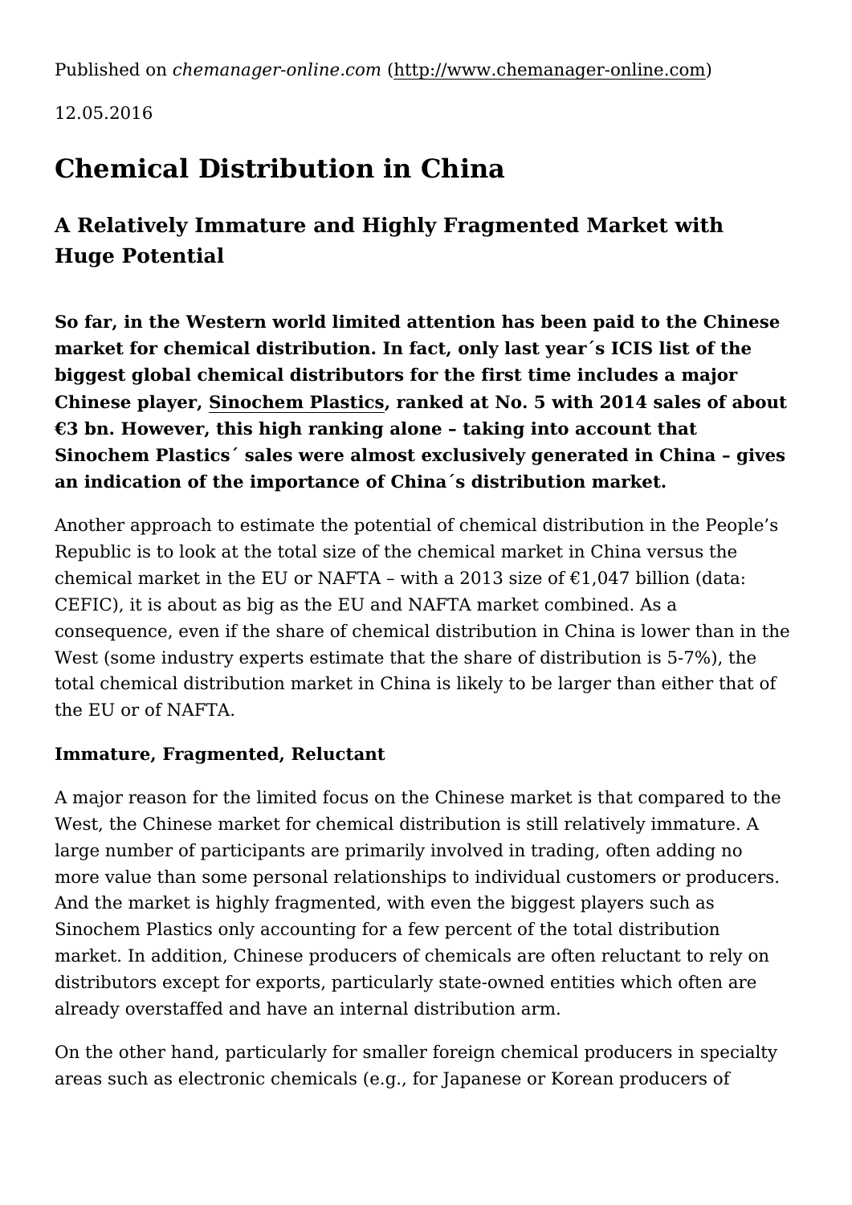Published on *chemanager-online.com* (http://www.chemanager-online.com)

12.05.2016

# Chemical Distribution in China

## A Relatively Immature and Highly Fragmented Market with Huge Potential

**So far, in the Western world limited attention has been paid to the Chinese market for chemical distribution. In fact, only last year´s ICIS list of the biggest global chemical distributors for the first time includes a major Chinese player, Sinochem Plastics, ranked at No. 5 with 2014 sales of about €3 bn. However, this high ranking alone – taking into account that Sinochem Plastics´ sales were almost exclusively generated in China – gives an indication of the importance of China´s distribution market.**

Another approach to estimate the potential of chemical distribution in the People's Republic is to look at the total size of the chemical market in China versus the chemical market in the EU or NAFTA – with a 2013 size of €1,047 billion (data: CEFIC), it is about as big as the EU and NAFTA market combined. As a consequence, even if the share of chemical distribution in China is lower than in the West (some industry experts estimate that the share of distribution is 5-7%), the total chemical distribution market in China is likely to be larger than either that of the EU or of NAFTA.

**Immature, Fragmented, Reluctant**

A major reason for the limited focus on the Chinese market is that compared to the West, the Chinese market for chemical distribution is still relatively immature. A large number of participants are primarily involved in trading, often adding no more value than some personal relationships to individual customers or producers. And the market is highly fragmented, with even the biggest players such as Sinochem Plastics only accounting for a few percent of the total distribution market. In addition, Chinese producers of chemicals are often reluctant to rely on distributors except for exports, particularly state-owned entities which often are already overstaffed and have an internal distribution arm.

On the other hand, particularly for smaller foreign chemical producers in specialty areas such as electronic chemicals (e.g., for Japanese or Korean producers of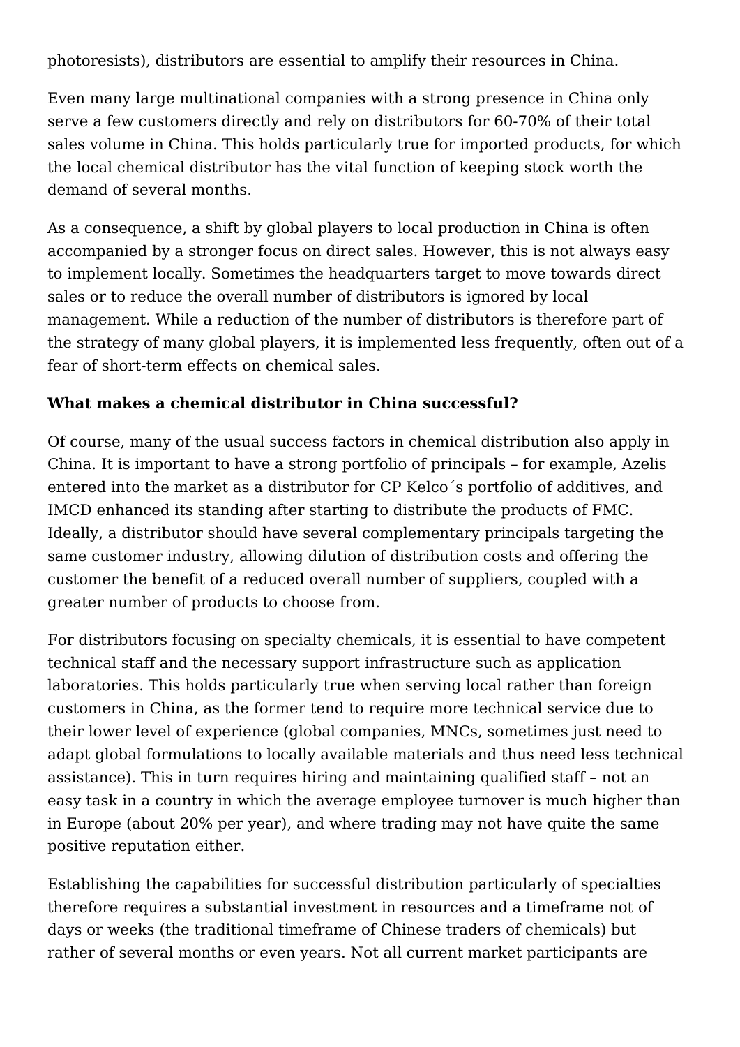photoresists), distributors are essential to amplify their resources in China.

Even many large multinational companies with a strong presence in China only serve a few customers directly and rely on distributors for 60-70% of their total sales volume in China. This holds particularly true for imported products, for which the local chemical distributor has the vital function of keeping stock worth the demand of several months.

As a consequence, a shift by global players to local production in China is often accompanied by a stronger focus on direct sales. However, this is not always easy to implement locally. Sometimes the headquarters target to move towards direct sales or to reduce the overall number of distributors is ignored by local management. While a reduction of the number of distributors is therefore part of the strategy of many global players, it is implemented less frequently, often out of a fear of short-term effects on chemical sales.

**What makes a chemical distributor in China successful?**

Of course, many of the usual success factors in chemical distribution also apply in China. It is important to have a strong portfolio of principals – for example, Azelis entered into the market as a distributor for CP Kelco´s portfolio of additives, and IMCD enhanced its standing after starting to distribute the products of FMC. Ideally, a distributor should have several complementary principals targeting the same customer industry, allowing dilution of distribution costs and offering the customer the benefit of a reduced overall number of suppliers, coupled with a greater number of products to choose from.

For distributors focusing on specialty chemicals, it is essential to have competent technical staff and the necessary support infrastructure such as application laboratories. This holds particularly true when serving local rather than foreign customers in China, as the former tend to require more technical service due to their lower level of experience (global companies, MNCs, sometimes just need to adapt global formulations to locally available materials and thus need less technical assistance). This in turn requires hiring and maintaining qualified staff – not an easy task in a country in which the average employee turnover is much higher than in Europe (about 20% per year), and where trading may not have quite the same positive reputation either.

Establishing the capabilities for successful distribution particularly of specialties therefore requires a substantial investment in resources and a timeframe not of days or weeks (the traditional timeframe of Chinese traders of chemicals) but rather of several months or even years. Not all current market participants are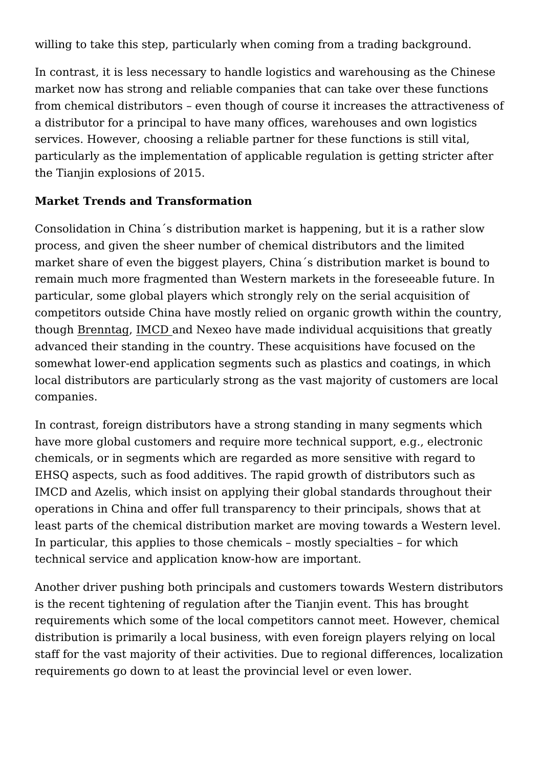willing to take this step, particularly when coming from a trading background.

In contrast, it is less necessary to handle logistics and warehousing as the Chinese market now has strong and reliable companies that can take over these functions from chemical distributors – even though of course it increases the attractiveness of a distributor for a principal to have many offices, warehouses and own logistics services. However, choosing a reliable partner for these functions is still vital, particularly as the implementation of applicable regulation is getting stricter after the Tianjin explosions of 2015.

**Market Trends and Transformation**

Consolidation in China´s distribution market is happening, but it is a rather slow process, and given the sheer number of chemical distributors and the limited market share of even the biggest players, China´s distribution market is bound to remain much more fragmented than Western markets in the foreseeable future. In particular, some global players which strongly rely on the serial acquisition of competitors outside China have mostly relied on organic growth within the country, though Brenntag, IMCD and Nexeo have made individual acquisitions that greatly advanced their standing in the country. These acquisitions have focused on the somewhat lower-end application segments such as plastics and coatings, in which local distributors are particularly strong as the vast majority of customers are local companies.

In contrast, foreign distributors have a strong standing in many segments which have more global customers and require more technical support, e.g., electronic chemicals, or in segments which are regarded as more sensitive with regard to EHSQ aspects, such as food additives. The rapid growth of distributors such as IMCD and Azelis, which insist on applying their global standards throughout their operations in China and offer full transparency to their principals, shows that at least parts of the chemical distribution market are moving towards a Western level. In particular, this applies to those chemicals – mostly specialties – for which technical service and application know-how are important.

Another driver pushing both principals and customers towards Western distributors is the recent tightening of regulation after the Tianjin event. This has brought requirements which some of the local competitors cannot meet. However, chemical distribution is primarily a local business, with even foreign players relying on local staff for the vast majority of their activities. Due to regional differences, localization requirements go down to at least the provincial level or even lower.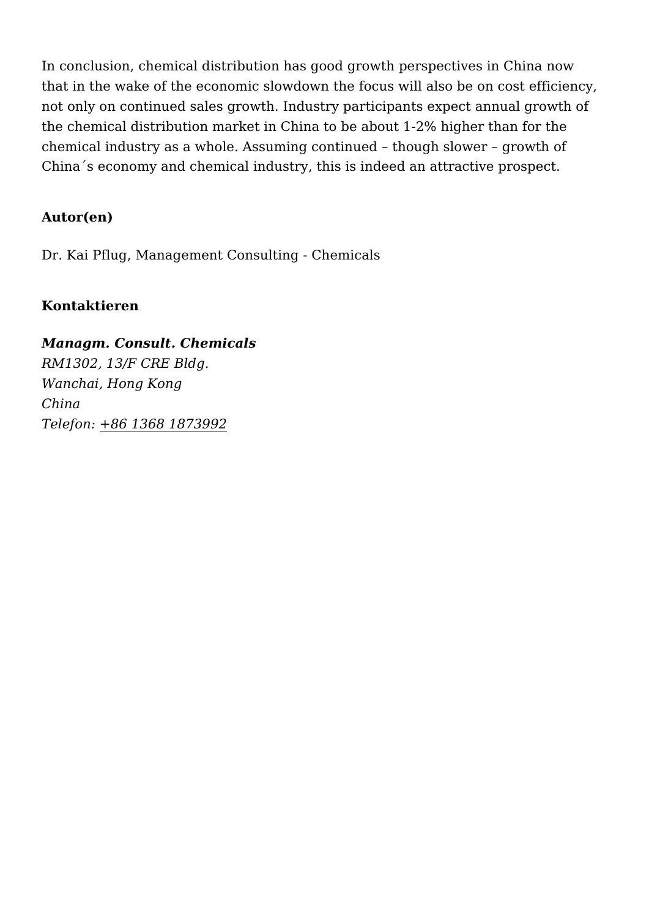In conclusion, chemical distribution has good growth perspectives in China now that in the wake of the economic slowdown the focus will also be on cost efficiency, not only on continued sales growth. Industry participants expect annual growth of the chemical distribution market in China to be about 1-2% higher than for the chemical industry as a whole. Assuming continued – though slower – growth of China´s economy and chemical industry, this is indeed an attractive prospect.

**Autor(en)**

Dr. Kai Pflug, Management Consulting - Chemicals

**Kontaktieren**

***Managm. Consult. Chemicals***
*RM1302, 13/F CRE Bldg.*
*Wanchai, Hong Kong*
*China*
*Telefon: +86 1368 1873992*